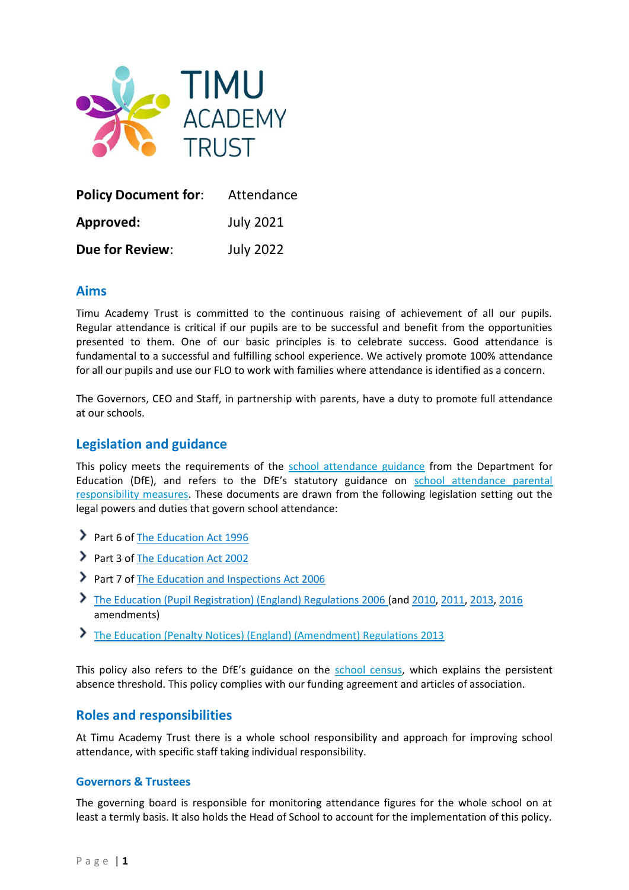TIMU ACADEMY TRUST

| | |
|---|---|
| **Policy Document for**: | Attendance |
| **Approved:** | July 2021 |
| **Due for Review**: | July 2022 |

## Aims

Timu Academy Trust is committed to the continuous raising of achievement of all our pupils. Regular attendance is critical if our pupils are to be successful and benefit from the opportunities presented to them. One of our basic principles is to celebrate success. Good attendance is fundamental to a successful and fulfilling school experience. We actively promote 100% attendance for all our pupils and use our FLO to work with families where attendance is identified as a concern.

The Governors, CEO and Staff, in partnership with parents, have a duty to promote full attendance at our schools.

## Legislation and guidance

This policy meets the requirements of the school attendance guidance from the Department for Education (DfE), and refers to the DfE's statutory guidance on school attendance parental responsibility measures. These documents are drawn from the following legislation setting out the legal powers and duties that govern school attendance:

- Part 6 of The Education Act 1996
- Part 3 of The Education Act 2002
- Part 7 of The Education and Inspections Act 2006
- The Education (Pupil Registration) (England) Regulations 2006 (and 2010, 2011, 2013, 2016 amendments)
- The Education (Penalty Notices) (England) (Amendment) Regulations 2013

This policy also refers to the DfE's guidance on the school census, which explains the persistent absence threshold. This policy complies with our funding agreement and articles of association.

## Roles and responsibilities

At Timu Academy Trust there is a whole school responsibility and approach for improving school attendance, with specific staff taking individual responsibility.

### Governors & Trustees

The governing board is responsible for monitoring attendance figures for the whole school on at least a termly basis. It also holds the Head of School to account for the implementation of this policy.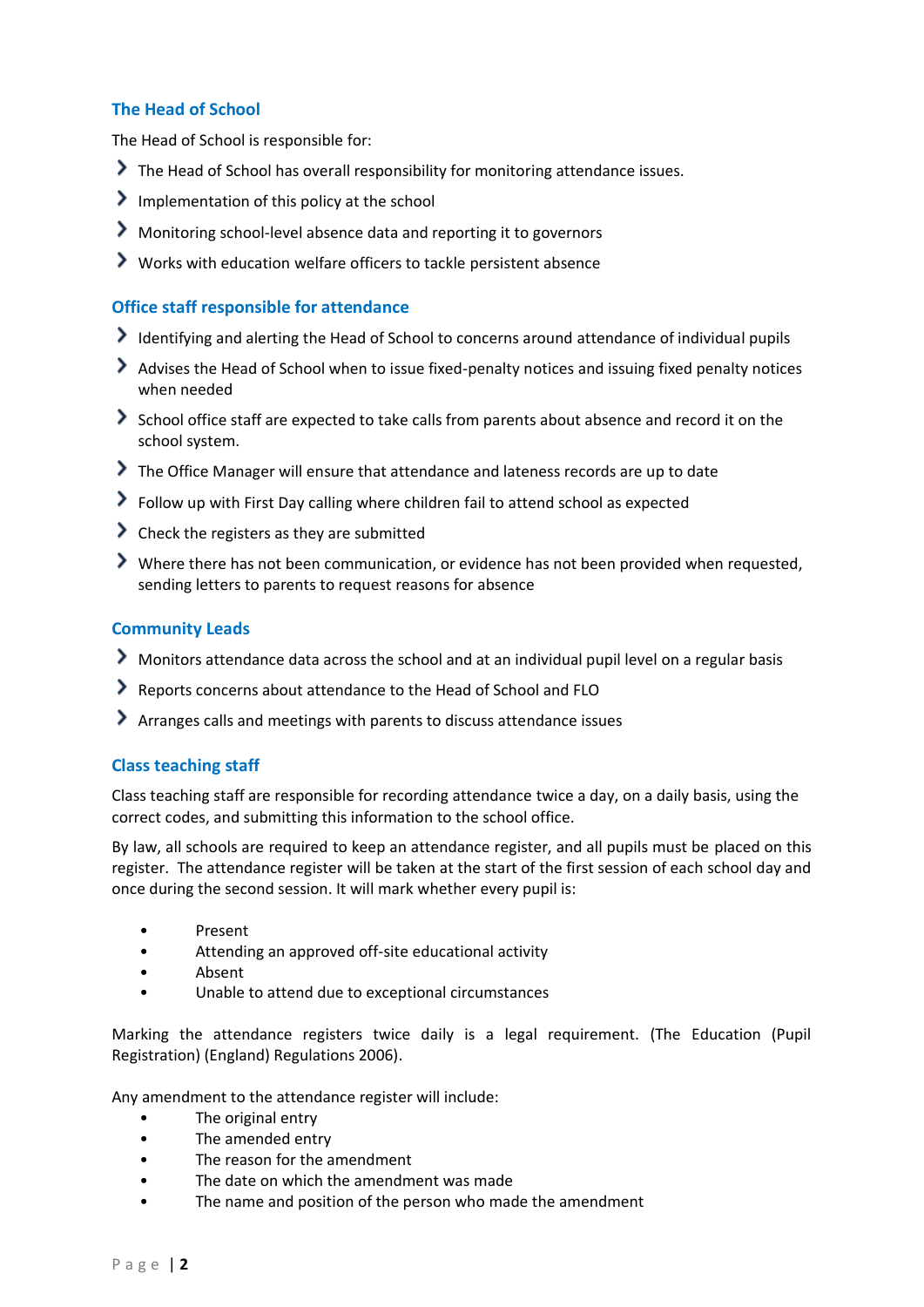### The Head of School

The Head of School is responsible for:

- The Head of School has overall responsibility for monitoring attendance issues.
- Implementation of this policy at the school
- Monitoring school-level absence data and reporting it to governors
- Works with education welfare officers to tackle persistent absence

### Office staff responsible for attendance

- Identifying and alerting the Head of School to concerns around attendance of individual pupils
- Advises the Head of School when to issue fixed-penalty notices and issuing fixed penalty notices when needed
- School office staff are expected to take calls from parents about absence and record it on the school system.
- The Office Manager will ensure that attendance and lateness records are up to date
- Follow up with First Day calling where children fail to attend school as expected
- Check the registers as they are submitted
- Where there has not been communication, or evidence has not been provided when requested, sending letters to parents to request reasons for absence

### Community Leads

- Monitors attendance data across the school and at an individual pupil level on a regular basis
- Reports concerns about attendance to the Head of School and FLO
- Arranges calls and meetings with parents to discuss attendance issues

### Class teaching staff

Class teaching staff are responsible for recording attendance twice a day, on a daily basis, using the correct codes, and submitting this information to the school office.

By law, all schools are required to keep an attendance register, and all pupils must be placed on this register. The attendance register will be taken at the start of the first session of each school day and once during the second session. It will mark whether every pupil is:

- Present
- Attending an approved off-site educational activity
- Absent
- Unable to attend due to exceptional circumstances

Marking the attendance registers twice daily is a legal requirement. (The Education (Pupil Registration) (England) Regulations 2006).

Any amendment to the attendance register will include:

- The original entry
- The amended entry
- The reason for the amendment
- The date on which the amendment was made
- The name and position of the person who made the amendment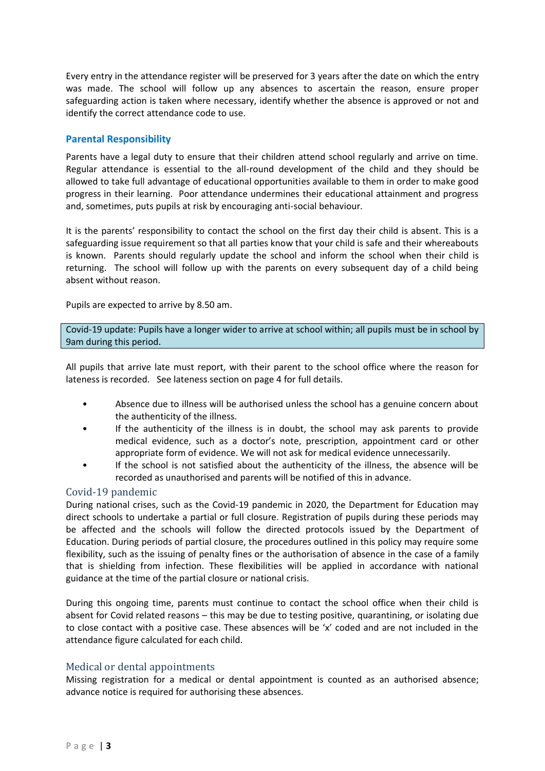Every entry in the attendance register will be preserved for 3 years after the date on which the entry was made. The school will follow up any absences to ascertain the reason, ensure proper safeguarding action is taken where necessary, identify whether the absence is approved or not and identify the correct attendance code to use.

## Parental Responsibility

Parents have a legal duty to ensure that their children attend school regularly and arrive on time. Regular attendance is essential to the all-round development of the child and they should be allowed to take full advantage of educational opportunities available to them in order to make good progress in their learning. Poor attendance undermines their educational attainment and progress and, sometimes, puts pupils at risk by encouraging anti-social behaviour.

It is the parents' responsibility to contact the school on the first day their child is absent. This is a safeguarding issue requirement so that all parties know that your child is safe and their whereabouts is known. Parents should regularly update the school and inform the school when their child is returning. The school will follow up with the parents on every subsequent day of a child being absent without reason.

Pupils are expected to arrive by 8.50 am.

Covid-19 update: Pupils have a longer wider to arrive at school within; all pupils must be in school by 9am during this period.

All pupils that arrive late must report, with their parent to the school office where the reason for lateness is recorded. See lateness section on page 4 for full details.

- Absence due to illness will be authorised unless the school has a genuine concern about the authenticity of the illness.
- If the authenticity of the illness is in doubt, the school may ask parents to provide medical evidence, such as a doctor's note, prescription, appointment card or other appropriate form of evidence. We will not ask for medical evidence unnecessarily.
- If the school is not satisfied about the authenticity of the illness, the absence will be recorded as unauthorised and parents will be notified of this in advance.

### Covid-19 pandemic

During national crises, such as the Covid-19 pandemic in 2020, the Department for Education may direct schools to undertake a partial or full closure. Registration of pupils during these periods may be affected and the schools will follow the directed protocols issued by the Department of Education. During periods of partial closure, the procedures outlined in this policy may require some flexibility, such as the issuing of penalty fines or the authorisation of absence in the case of a family that is shielding from infection. These flexibilities will be applied in accordance with national guidance at the time of the partial closure or national crisis.

During this ongoing time, parents must continue to contact the school office when their child is absent for Covid related reasons – this may be due to testing positive, quarantining, or isolating due to close contact with a positive case. These absences will be 'x' coded and are not included in the attendance figure calculated for each child.

### Medical or dental appointments

Missing registration for a medical or dental appointment is counted as an authorised absence; advance notice is required for authorising these absences.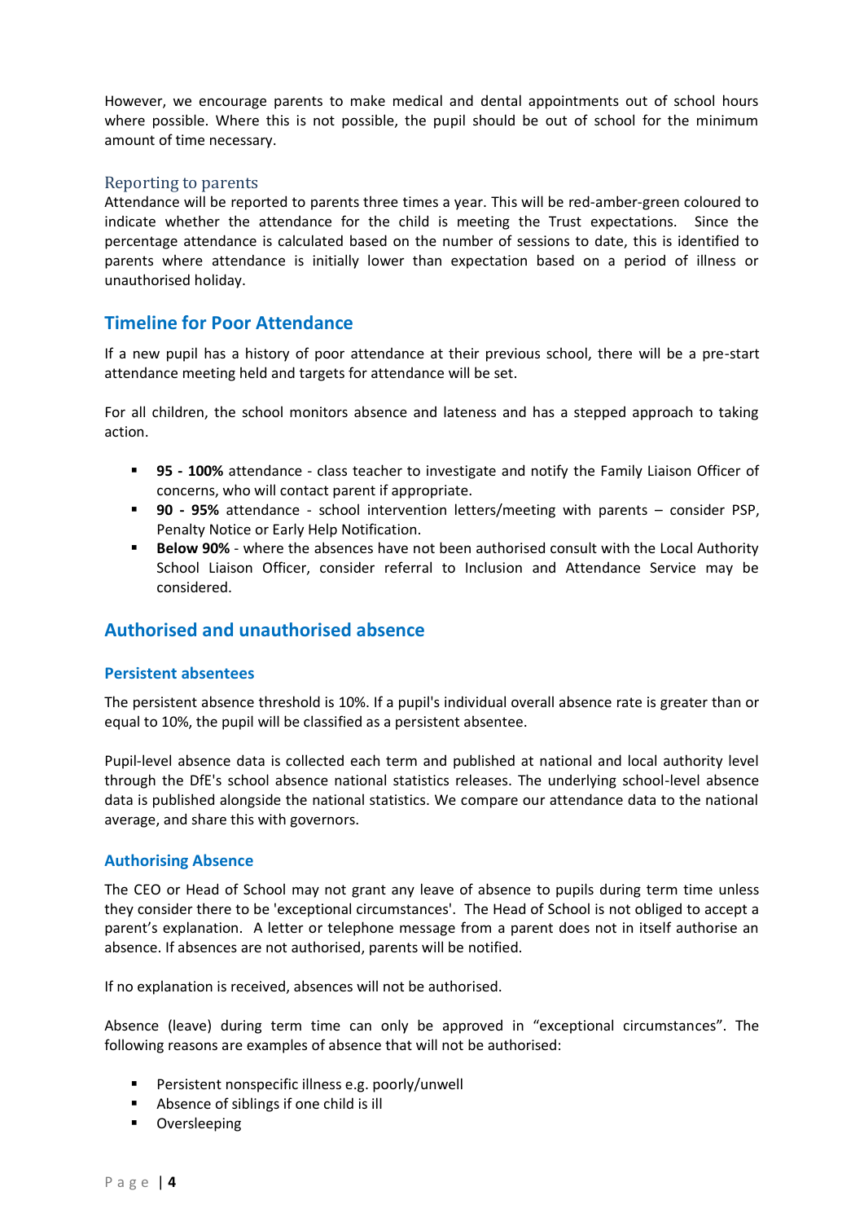However, we encourage parents to make medical and dental appointments out of school hours where possible. Where this is not possible, the pupil should be out of school for the minimum amount of time necessary.

### Reporting to parents

Attendance will be reported to parents three times a year. This will be red-amber-green coloured to indicate whether the attendance for the child is meeting the Trust expectations. Since the percentage attendance is calculated based on the number of sessions to date, this is identified to parents where attendance is initially lower than expectation based on a period of illness or unauthorised holiday.

## Timeline for Poor Attendance

If a new pupil has a history of poor attendance at their previous school, there will be a pre-start attendance meeting held and targets for attendance will be set.

For all children, the school monitors absence and lateness and has a stepped approach to taking action.

- **95 - 100%** attendance - class teacher to investigate and notify the Family Liaison Officer of concerns, who will contact parent if appropriate.
- **90 - 95%** attendance - school intervention letters/meeting with parents – consider PSP, Penalty Notice or Early Help Notification.
- **Below 90%** - where the absences have not been authorised consult with the Local Authority School Liaison Officer, consider referral to Inclusion and Attendance Service may be considered.

## Authorised and unauthorised absence

### Persistent absentees

The persistent absence threshold is 10%. If a pupil's individual overall absence rate is greater than or equal to 10%, the pupil will be classified as a persistent absentee.

Pupil-level absence data is collected each term and published at national and local authority level through the DfE's school absence national statistics releases. The underlying school-level absence data is published alongside the national statistics. We compare our attendance data to the national average, and share this with governors.

### Authorising Absence

The CEO or Head of School may not grant any leave of absence to pupils during term time unless they consider there to be 'exceptional circumstances'. The Head of School is not obliged to accept a parent's explanation. A letter or telephone message from a parent does not in itself authorise an absence. If absences are not authorised, parents will be notified.

If no explanation is received, absences will not be authorised.

Absence (leave) during term time can only be approved in "exceptional circumstances". The following reasons are examples of absence that will not be authorised:

- Persistent nonspecific illness e.g. poorly/unwell
- Absence of siblings if one child is ill
- Oversleeping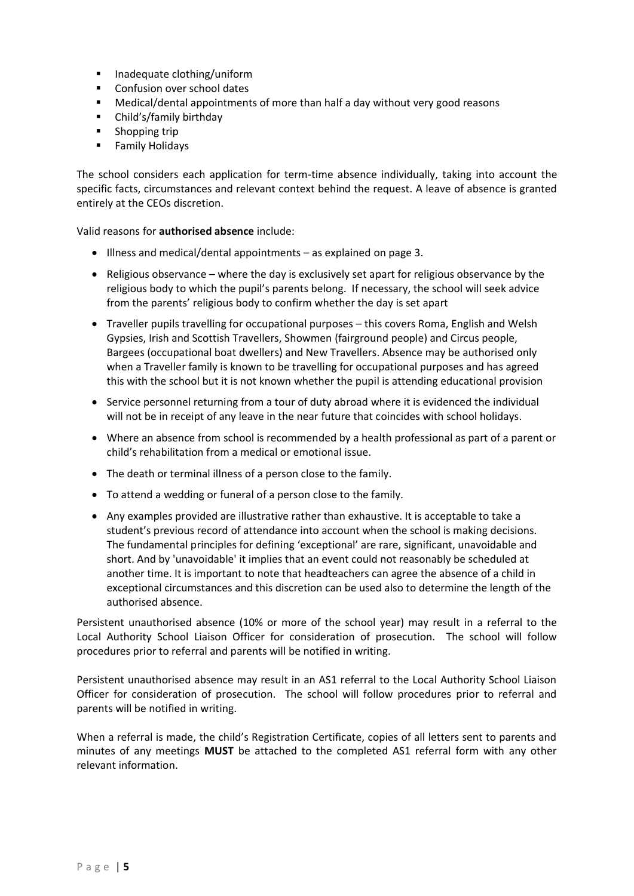- Inadequate clothing/uniform
- Confusion over school dates
- Medical/dental appointments of more than half a day without very good reasons
- Child's/family birthday
- Shopping trip
- Family Holidays

The school considers each application for term-time absence individually, taking into account the specific facts, circumstances and relevant context behind the request. A leave of absence is granted entirely at the CEOs discretion.

Valid reasons for **authorised absence** include:

- Illness and medical/dental appointments – as explained on page 3.
- Religious observance – where the day is exclusively set apart for religious observance by the religious body to which the pupil's parents belong. If necessary, the school will seek advice from the parents' religious body to confirm whether the day is set apart
- Traveller pupils travelling for occupational purposes – this covers Roma, English and Welsh Gypsies, Irish and Scottish Travellers, Showmen (fairground people) and Circus people, Bargees (occupational boat dwellers) and New Travellers. Absence may be authorised only when a Traveller family is known to be travelling for occupational purposes and has agreed this with the school but it is not known whether the pupil is attending educational provision
- Service personnel returning from a tour of duty abroad where it is evidenced the individual will not be in receipt of any leave in the near future that coincides with school holidays.
- Where an absence from school is recommended by a health professional as part of a parent or child's rehabilitation from a medical or emotional issue.
- The death or terminal illness of a person close to the family.
- To attend a wedding or funeral of a person close to the family.
- Any examples provided are illustrative rather than exhaustive. It is acceptable to take a student's previous record of attendance into account when the school is making decisions. The fundamental principles for defining 'exceptional' are rare, significant, unavoidable and short. And by 'unavoidable' it implies that an event could not reasonably be scheduled at another time. It is important to note that headteachers can agree the absence of a child in exceptional circumstances and this discretion can be used also to determine the length of the authorised absence.

Persistent unauthorised absence (10% or more of the school year) may result in a referral to the Local Authority School Liaison Officer for consideration of prosecution. The school will follow procedures prior to referral and parents will be notified in writing.

Persistent unauthorised absence may result in an AS1 referral to the Local Authority School Liaison Officer for consideration of prosecution. The school will follow procedures prior to referral and parents will be notified in writing.

When a referral is made, the child's Registration Certificate, copies of all letters sent to parents and minutes of any meetings **MUST** be attached to the completed AS1 referral form with any other relevant information.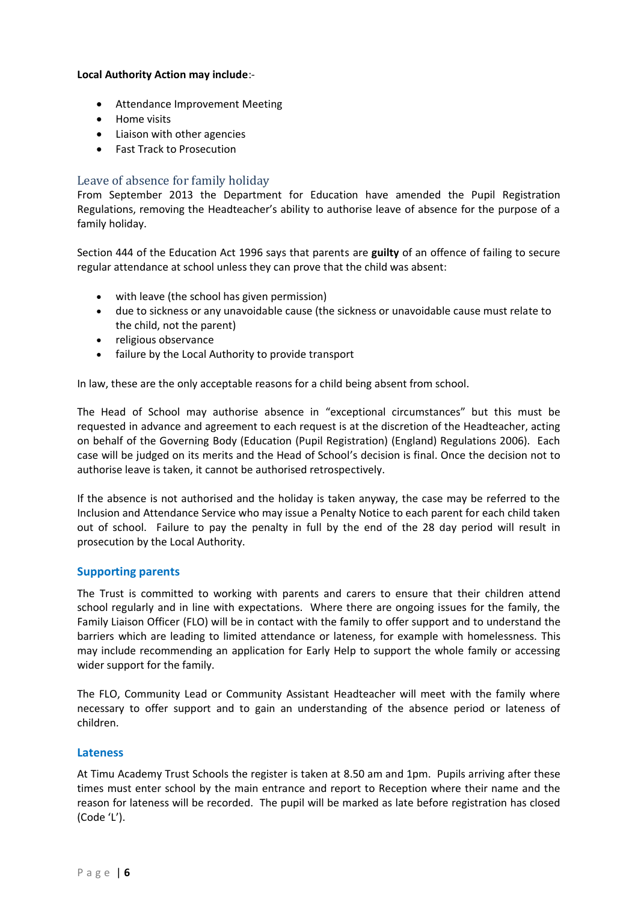**Local Authority Action may include**:-

- Attendance Improvement Meeting
- Home visits
- Liaison with other agencies
- Fast Track to Prosecution

## Leave of absence for family holiday

From September 2013 the Department for Education have amended the Pupil Registration Regulations, removing the Headteacher's ability to authorise leave of absence for the purpose of a family holiday.

Section 444 of the Education Act 1996 says that parents are **guilty** of an offence of failing to secure regular attendance at school unless they can prove that the child was absent:

- with leave (the school has given permission)
- due to sickness or any unavoidable cause (the sickness or unavoidable cause must relate to the child, not the parent)
- religious observance
- failure by the Local Authority to provide transport

In law, these are the only acceptable reasons for a child being absent from school.

The Head of School may authorise absence in "exceptional circumstances" but this must be requested in advance and agreement to each request is at the discretion of the Headteacher, acting on behalf of the Governing Body (Education (Pupil Registration) (England) Regulations 2006). Each case will be judged on its merits and the Head of School's decision is final. Once the decision not to authorise leave is taken, it cannot be authorised retrospectively.

If the absence is not authorised and the holiday is taken anyway, the case may be referred to the Inclusion and Attendance Service who may issue a Penalty Notice to each parent for each child taken out of school. Failure to pay the penalty in full by the end of the 28 day period will result in prosecution by the Local Authority.

## Supporting parents

The Trust is committed to working with parents and carers to ensure that their children attend school regularly and in line with expectations. Where there are ongoing issues for the family, the Family Liaison Officer (FLO) will be in contact with the family to offer support and to understand the barriers which are leading to limited attendance or lateness, for example with homelessness. This may include recommending an application for Early Help to support the whole family or accessing wider support for the family.

The FLO, Community Lead or Community Assistant Headteacher will meet with the family where necessary to offer support and to gain an understanding of the absence period or lateness of children.

## Lateness

At Timu Academy Trust Schools the register is taken at 8.50 am and 1pm. Pupils arriving after these times must enter school by the main entrance and report to Reception where their name and the reason for lateness will be recorded. The pupil will be marked as late before registration has closed (Code 'L').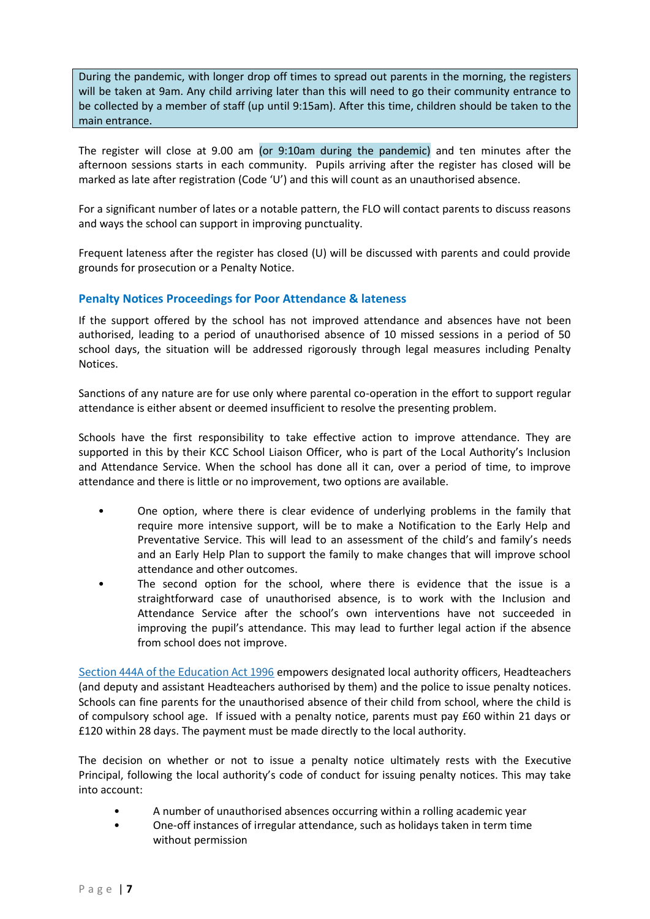During the pandemic, with longer drop off times to spread out parents in the morning, the registers will be taken at 9am. Any child arriving later than this will need to go their community entrance to be collected by a member of staff (up until 9:15am). After this time, children should be taken to the main entrance.

The register will close at 9.00 am (or 9:10am during the pandemic) and ten minutes after the afternoon sessions starts in each community. Pupils arriving after the register has closed will be marked as late after registration (Code 'U') and this will count as an unauthorised absence.

For a significant number of lates or a notable pattern, the FLO will contact parents to discuss reasons and ways the school can support in improving punctuality.

Frequent lateness after the register has closed (U) will be discussed with parents and could provide grounds for prosecution or a Penalty Notice.

### Penalty Notices Proceedings for Poor Attendance & lateness

If the support offered by the school has not improved attendance and absences have not been authorised, leading to a period of unauthorised absence of 10 missed sessions in a period of 50 school days, the situation will be addressed rigorously through legal measures including Penalty Notices.

Sanctions of any nature are for use only where parental co-operation in the effort to support regular attendance is either absent or deemed insufficient to resolve the presenting problem.

Schools have the first responsibility to take effective action to improve attendance. They are supported in this by their KCC School Liaison Officer, who is part of the Local Authority's Inclusion and Attendance Service. When the school has done all it can, over a period of time, to improve attendance and there is little or no improvement, two options are available.

- One option, where there is clear evidence of underlying problems in the family that require more intensive support, will be to make a Notification to the Early Help and Preventative Service. This will lead to an assessment of the child's and family's needs and an Early Help Plan to support the family to make changes that will improve school attendance and other outcomes.
- The second option for the school, where there is evidence that the issue is a straightforward case of unauthorised absence, is to work with the Inclusion and Attendance Service after the school's own interventions have not succeeded in improving the pupil's attendance. This may lead to further legal action if the absence from school does not improve.

Section 444A of the Education Act 1996 empowers designated local authority officers, Headteachers (and deputy and assistant Headteachers authorised by them) and the police to issue penalty notices. Schools can fine parents for the unauthorised absence of their child from school, where the child is of compulsory school age. If issued with a penalty notice, parents must pay £60 within 21 days or £120 within 28 days. The payment must be made directly to the local authority.

The decision on whether or not to issue a penalty notice ultimately rests with the Executive Principal, following the local authority's code of conduct for issuing penalty notices. This may take into account:

- A number of unauthorised absences occurring within a rolling academic year
- One-off instances of irregular attendance, such as holidays taken in term time without permission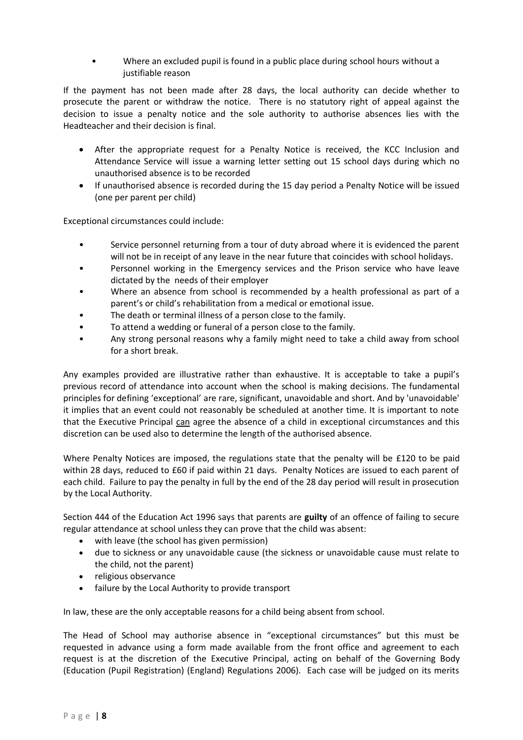- Where an excluded pupil is found in a public place during school hours without a justifiable reason

If the payment has not been made after 28 days, the local authority can decide whether to prosecute the parent or withdraw the notice. There is no statutory right of appeal against the decision to issue a penalty notice and the sole authority to authorise absences lies with the Headteacher and their decision is final.

- After the appropriate request for a Penalty Notice is received, the KCC Inclusion and Attendance Service will issue a warning letter setting out 15 school days during which no unauthorised absence is to be recorded
- If unauthorised absence is recorded during the 15 day period a Penalty Notice will be issued (one per parent per child)

Exceptional circumstances could include:

- Service personnel returning from a tour of duty abroad where it is evidenced the parent will not be in receipt of any leave in the near future that coincides with school holidays.
- Personnel working in the Emergency services and the Prison service who have leave dictated by the needs of their employer
- Where an absence from school is recommended by a health professional as part of a parent's or child's rehabilitation from a medical or emotional issue.
- The death or terminal illness of a person close to the family.
- To attend a wedding or funeral of a person close to the family.
- Any strong personal reasons why a family might need to take a child away from school for a short break.

Any examples provided are illustrative rather than exhaustive. It is acceptable to take a pupil's previous record of attendance into account when the school is making decisions. The fundamental principles for defining 'exceptional' are rare, significant, unavoidable and short. And by 'unavoidable' it implies that an event could not reasonably be scheduled at another time. It is important to note that the Executive Principal <u>can</u> agree the absence of a child in exceptional circumstances and this discretion can be used also to determine the length of the authorised absence.

Where Penalty Notices are imposed, the regulations state that the penalty will be £120 to be paid within 28 days, reduced to £60 if paid within 21 days. Penalty Notices are issued to each parent of each child. Failure to pay the penalty in full by the end of the 28 day period will result in prosecution by the Local Authority.

Section 444 of the Education Act 1996 says that parents are **guilty** of an offence of failing to secure regular attendance at school unless they can prove that the child was absent:

- with leave (the school has given permission)
- due to sickness or any unavoidable cause (the sickness or unavoidable cause must relate to the child, not the parent)
- religious observance
- failure by the Local Authority to provide transport

In law, these are the only acceptable reasons for a child being absent from school.

The Head of School may authorise absence in "exceptional circumstances" but this must be requested in advance using a form made available from the front office and agreement to each request is at the discretion of the Executive Principal, acting on behalf of the Governing Body (Education (Pupil Registration) (England) Regulations 2006). Each case will be judged on its merits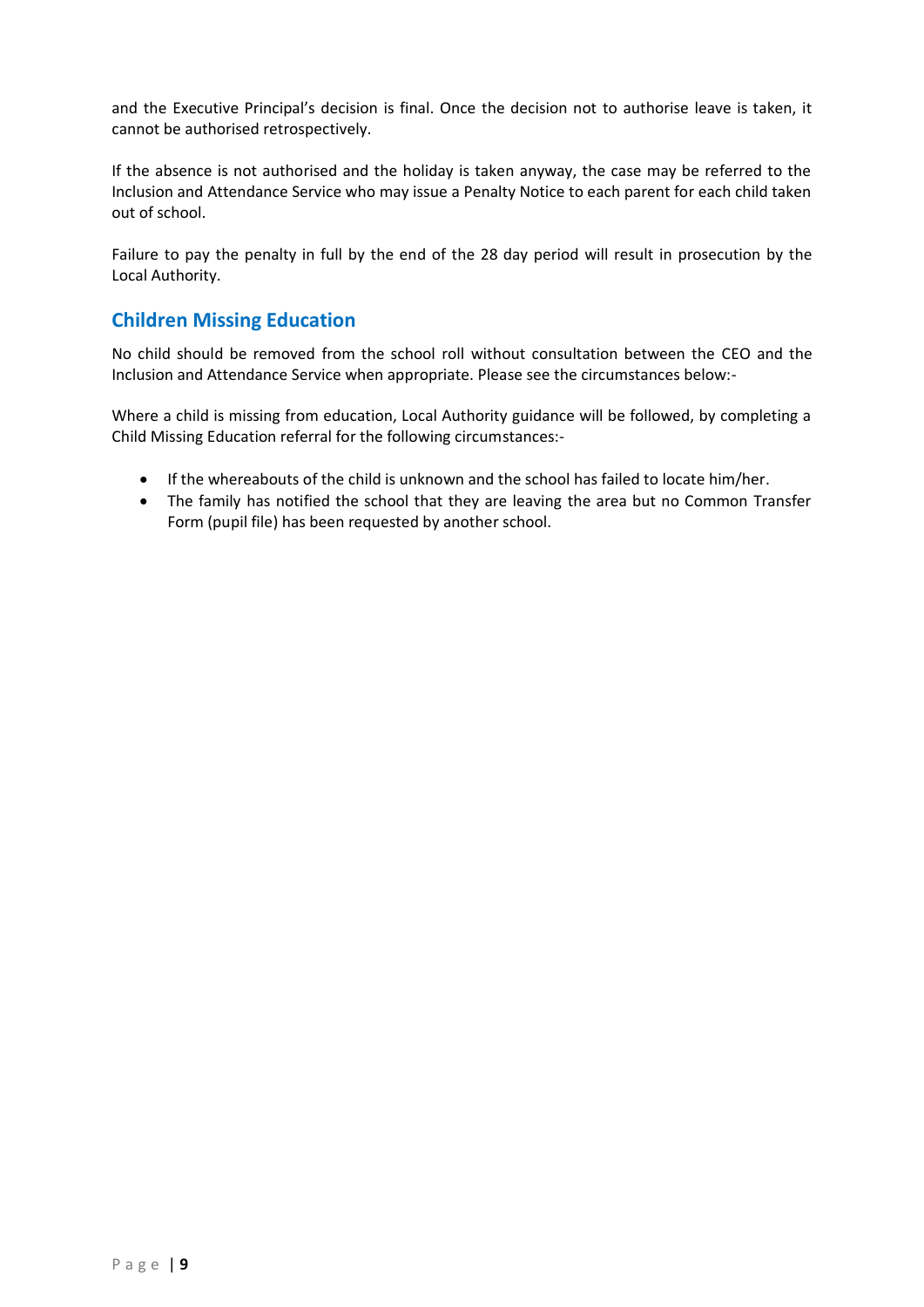and the Executive Principal's decision is final. Once the decision not to authorise leave is taken, it cannot be authorised retrospectively.

If the absence is not authorised and the holiday is taken anyway, the case may be referred to the Inclusion and Attendance Service who may issue a Penalty Notice to each parent for each child taken out of school.

Failure to pay the penalty in full by the end of the 28 day period will result in prosecution by the Local Authority.

## Children Missing Education

No child should be removed from the school roll without consultation between the CEO and the Inclusion and Attendance Service when appropriate. Please see the circumstances below:-

Where a child is missing from education, Local Authority guidance will be followed, by completing a Child Missing Education referral for the following circumstances:-

- If the whereabouts of the child is unknown and the school has failed to locate him/her.
- The family has notified the school that they are leaving the area but no Common Transfer Form (pupil file) has been requested by another school.